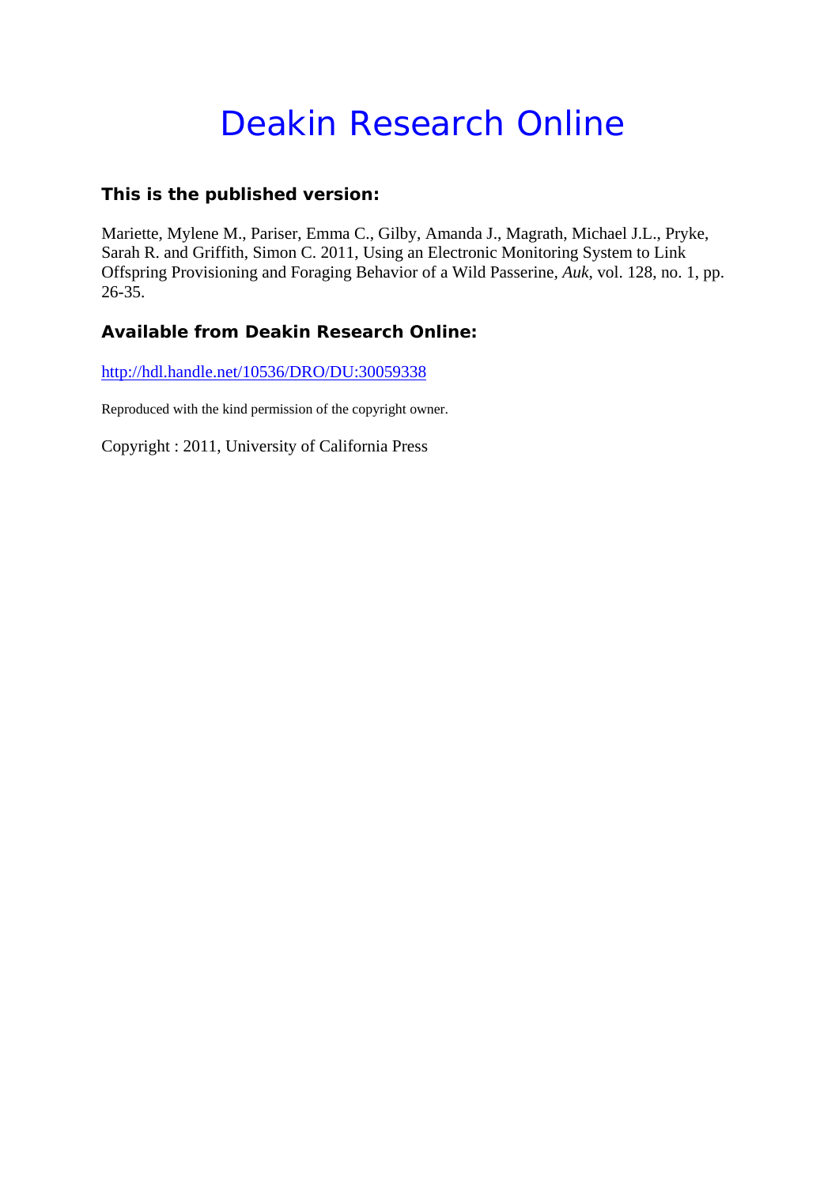# Deakin Research Online

### This is the published version:

Mariette, Mylene M., Pariser, Emma C., Gilby, Amanda J., Magrath, Michael J.L., Pryke, Sarah R. and Griffith, Simon C. 2011, Using an Electronic Monitoring System to Link Offspring Provisioning and Foraging Behavior of a Wild Passerine, *Auk*, vol. 128, no. 1, pp. 26-35.

### Available from Deakin Research Online:

http://hdl.handle.net/10536/DRO/DU:30059338

Reproduced with the kind permission of the copyright owner.

Copyright : 2011, University of California Press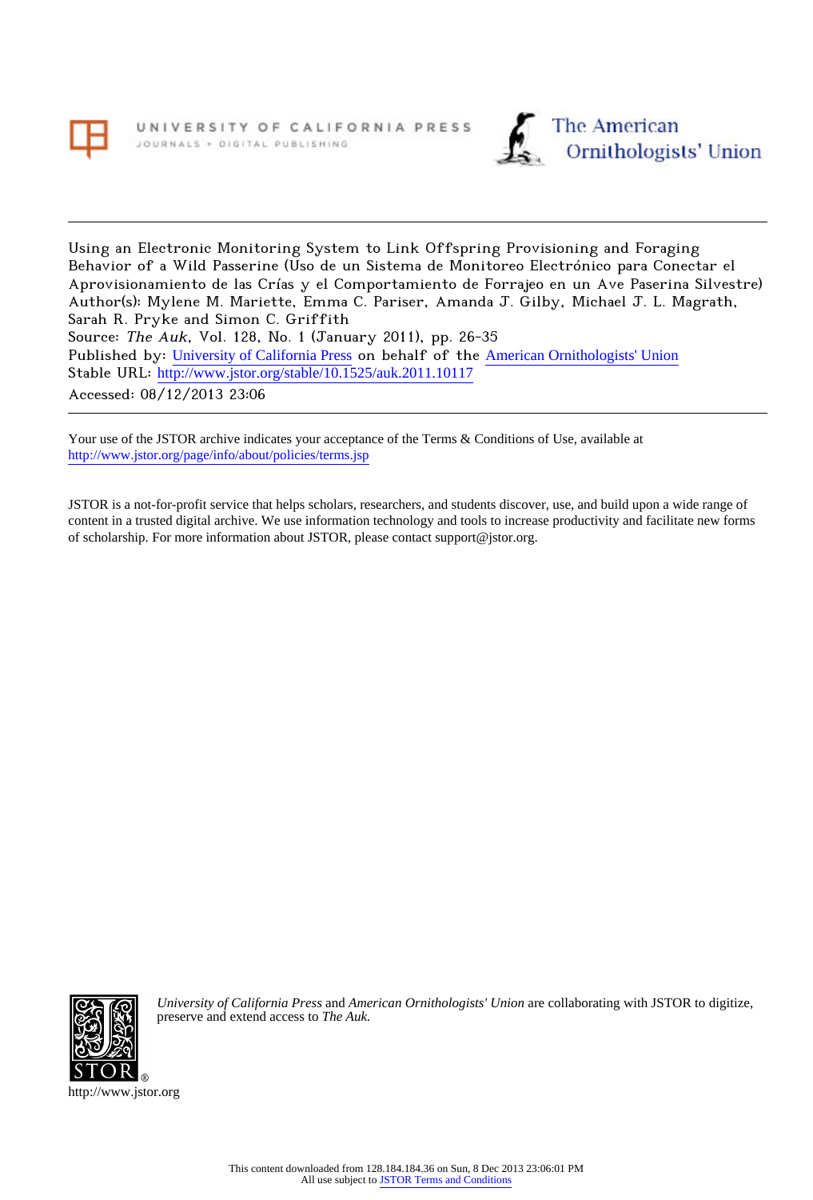Using an Electronic Monitoring System to Link Offspring Provisioning and Foraging Behavior of a Wild Passerine (Uso de un Sistema de Monitoreo Electrónico para Conectar el Aprovisionamiento de las Crías y el Comportamiento de Forrajeo en un Ave Paserina Silvestre)

Author(s): Mylene M. Mariette, Emma C. Pariser, Amanda J. Gilby, Michael J. L. Magrath, Sarah R. Pryke and Simon C. Griffith

Source: *The Auk*, Vol. 128, No. 1 (January 2011), pp. 26-35

Published by: University of California Press on behalf of the American Ornithologists' Union

Stable URL: http://www.jstor.org/stable/10.1525/auk.2011.10117

Accessed: 08/12/2013 23:06

Your use of the JSTOR archive indicates your acceptance of the Terms & Conditions of Use, available at http://www.jstor.org/page/info/about/policies/terms.jsp

JSTOR is a not-for-profit service that helps scholars, researchers, and students discover, use, and build upon a wide range of content in a trusted digital archive. We use information technology and tools to increase productivity and facilitate new forms of scholarship. For more information about JSTOR, please contact support@jstor.org.

*University of California Press* and *American Ornithologists' Union* are collaborating with JSTOR to digitize, preserve and extend access to *The Auk*.

http://www.jstor.org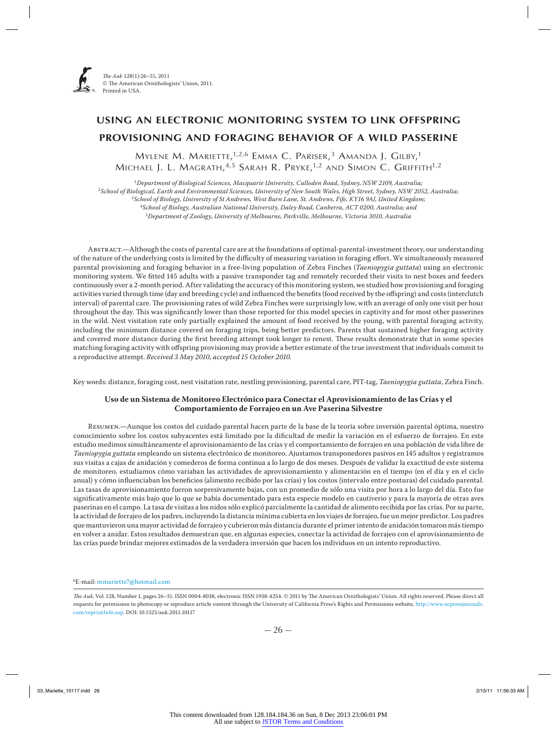# Using an Electronic Monitoring System to Link Offspring Provisioning and Foraging Behavior of a Wild Passerine

Mylene M. Mariette,[1,2,6] Emma C. Pariser,[3] Amanda J. Gilby,[1] Michael J. L. Magrath,[4,5] Sarah R. Pryke,[1,2] and Simon C. Griffith[1,2]

[1]*Department of Biological Sciences, Macquarie University, Culloden Road, Sydney, NSW 2109, Australia;*
[2]*School of Biological, Earth and Environmental Sciences, University of New South Wales, High Street, Sydney, NSW 2052, Australia;*
[3]*School of Biology, University of St Andrews, West Burn Lane, St. Andrews, Fife, KY16 9AJ, United Kingdom;*
[4]*School of Biology, Australian National University, Daley Road, Canberra, ACT 0200, Australia; and*
[5]*Department of Zoology, University of Melbourne, Parkville, Melbourne, Victoria 3010, Australia*

Abstract.—Although the costs of parental care are at the foundations of optimal-parental-investment theory, our understanding of the nature of the underlying costs is limited by the difficulty of measuring variation in foraging effort. We simultaneously measured parental provisioning and foraging behavior in a free-living population of Zebra Finches (*Taeniopygia guttata*) using an electronic monitoring system. We fitted 145 adults with a passive transponder tag and remotely recorded their visits to nest boxes and feeders continuously over a 2-month period. After validating the accuracy of this monitoring system, we studied how provisioning and foraging activities varied through time (day and breeding cycle) and influenced the benefits (food received by the offspring) and costs (interclutch interval) of parental care. The provisioning rates of wild Zebra Finches were surprisingly low, with an average of only one visit per hour throughout the day. This was significantly lower than those reported for this model species in captivity and for most other passerines in the wild. Nest visitation rate only partially explained the amount of food received by the young, with parental foraging activity, including the minimum distance covered on foraging trips, being better predictors. Parents that sustained higher foraging activity and covered more distance during the first breeding attempt took longer to renest. These results demonstrate that in some species matching foraging activity with offspring provisioning may provide a better estimate of the true investment that individuals commit to a reproductive attempt. *Received 3 May 2010, accepted 15 October 2010.*

Key words: distance, foraging cost, nest visitation rate, nestling provisioning, parental care, PIT-tag, *Taeniopygia guttata*, Zebra Finch.

## Uso de un Sistema de Monitoreo Electrónico para Conectar el Aprovisionamiento de las Crías y el Comportamiento de Forrajeo en un Ave Paserina Silvestre

Resumen.—Aunque los costos del cuidado parental hacen parte de la base de la teoría sobre inversión parental óptima, nuestro conocimiento sobre los costos subyacentes está limitado por la dificultad de medir la variación en el esfuerzo de forrajeo. En este estudio medimos simultáneamente el aprovisionamiento de las crías y el comportamiento de forrajeo en una población de vida libre de *Taeniopygia guttata* empleando un sistema electrónico de monitoreo. Ajustamos transponedores pasivos en 145 adultos y registramos sus visitas a cajas de anidación y comederos de forma continua a lo largo de dos meses. Después de validar la exactitud de este sistema de monitoreo, estudiamos cómo variaban las actividades de aprovisionamiento y alimentación en el tiempo (en el día y en el ciclo anual) y cómo influenciaban los beneficios (alimento recibido por las crías) y los costos (intervalo entre posturas) del cuidado parental. Las tasas de aprovisionamiento fueron sorpresivamente bajas, con un promedio de sólo una visita por hora a lo largo del día. Esto fue significativamente más bajo que lo que se había documentado para esta especie modelo en cautiverio y para la mayoría de otras aves paserinas en el campo. La tasa de visitas a los nidos sólo explicó parcialmente la cantidad de alimento recibida por las crías. Por su parte, la actividad de forrajeo de los padres, incluyendo la distancia mínima cubierta en los viajes de forrajeo, fue un mejor predictor. Los padres que mantuvieron una mayor actividad de forrajeo y cubrieron más distancia durante el primer intento de anidación tomaron más tiempo en volver a anidar. Estos resultados demuestran que, en algunas especies, conectar la actividad de forrajeo con el aprovisionamiento de las crías puede brindar mejores estimados de la verdadera inversión que hacen los individuos en un intento reproductivo.

[6]E-mail: mmariette7@hotmail.com

*The Auk*, Vol. 128, Number 1, pages 26–35. ISSN 0004-8038, electronic ISSN 1938-4254. © 2011 by The American Ornithologists' Union. All rights reserved. Please direct all requests for permission to photocopy or reproduce article content through the University of California Press's Rights and Permissions website, http://www.ucpressjournals.com/reprintInfo.asp. DOI: 10.1525/auk.2011.10117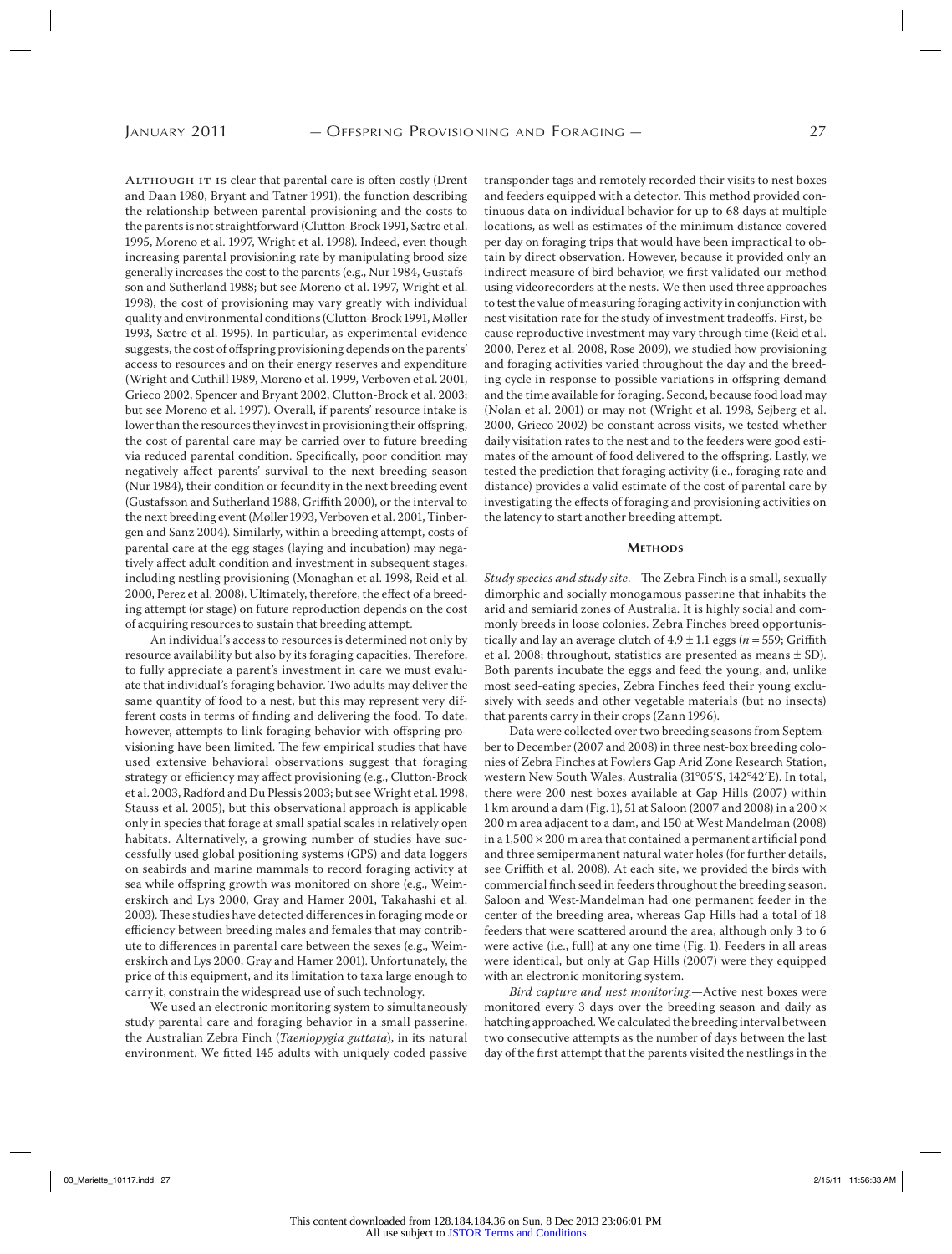Although it is clear that parental care is often costly (Drent and Daan 1980, Bryant and Tatner 1991), the function describing the relationship between parental provisioning and the costs to the parents is not straightforward (Clutton-Brock 1991, Sætre et al. 1995, Moreno et al. 1997, Wright et al. 1998). Indeed, even though increasing parental provisioning rate by manipulating brood size generally increases the cost to the parents (e.g., Nur 1984, Gustafsson and Sutherland 1988; but see Moreno et al. 1997, Wright et al. 1998), the cost of provisioning may vary greatly with individual quality and environmental conditions (Clutton-Brock 1991, Møller 1993, Sætre et al. 1995). In particular, as experimental evidence suggests, the cost of offspring provisioning depends on the parents' access to resources and on their energy reserves and expenditure (Wright and Cuthill 1989, Moreno et al. 1999, Verboven et al. 2001, Grieco 2002, Spencer and Bryant 2002, Clutton-Brock et al. 2003; but see Moreno et al. 1997). Overall, if parents' resource intake is lower than the resources they invest in provisioning their offspring, the cost of parental care may be carried over to future breeding via reduced parental condition. Specifically, poor condition may negatively affect parents' survival to the next breeding season (Nur 1984), their condition or fecundity in the next breeding event (Gustafsson and Sutherland 1988, Griffith 2000), or the interval to the next breeding event (Møller 1993, Verboven et al. 2001, Tinbergen and Sanz 2004). Similarly, within a breeding attempt, costs of parental care at the egg stages (laying and incubation) may negatively affect adult condition and investment in subsequent stages, including nestling provisioning (Monaghan et al. 1998, Reid et al. 2000, Perez et al. 2008). Ultimately, therefore, the effect of a breeding attempt (or stage) on future reproduction depends on the cost of acquiring resources to sustain that breeding attempt.

An individual's access to resources is determined not only by resource availability but also by its foraging capacities. Therefore, to fully appreciate a parent's investment in care we must evaluate that individual's foraging behavior. Two adults may deliver the same quantity of food to a nest, but this may represent very different costs in terms of finding and delivering the food. To date, however, attempts to link foraging behavior with offspring provisioning have been limited. The few empirical studies that have used extensive behavioral observations suggest that foraging strategy or efficiency may affect provisioning (e.g., Clutton-Brock et al. 2003, Radford and Du Plessis 2003; but see Wright et al. 1998, Stauss et al. 2005), but this observational approach is applicable only in species that forage at small spatial scales in relatively open habitats. Alternatively, a growing number of studies have successfully used global positioning systems (GPS) and data loggers on seabirds and marine mammals to record foraging activity at sea while offspring growth was monitored on shore (e.g., Weimerskirch and Lys 2000, Gray and Hamer 2001, Takahashi et al. 2003). These studies have detected differences in foraging mode or efficiency between breeding males and females that may contribute to differences in parental care between the sexes (e.g., Weimerskirch and Lys 2000, Gray and Hamer 2001). Unfortunately, the price of this equipment, and its limitation to taxa large enough to carry it, constrain the widespread use of such technology.

We used an electronic monitoring system to simultaneously study parental care and foraging behavior in a small passerine, the Australian Zebra Finch (*Taeniopygia guttata*), in its natural environment. We fitted 145 adults with uniquely coded passive transponder tags and remotely recorded their visits to nest boxes and feeders equipped with a detector. This method provided continuous data on individual behavior for up to 68 days at multiple locations, as well as estimates of the minimum distance covered per day on foraging trips that would have been impractical to obtain by direct observation. However, because it provided only an indirect measure of bird behavior, we first validated our method using videorecorders at the nests. We then used three approaches to test the value of measuring foraging activity in conjunction with nest visitation rate for the study of investment tradeoffs. First, because reproductive investment may vary through time (Reid et al. 2000, Perez et al. 2008, Rose 2009), we studied how provisioning and foraging activities varied throughout the day and the breeding cycle in response to possible variations in offspring demand and the time available for foraging. Second, because food load may (Nolan et al. 2001) or may not (Wright et al. 1998, Sejberg et al. 2000, Grieco 2002) be constant across visits, we tested whether daily visitation rates to the nest and to the feeders were good estimates of the amount of food delivered to the offspring. Lastly, we tested the prediction that foraging activity (i.e., foraging rate and distance) provides a valid estimate of the cost of parental care by investigating the effects of foraging and provisioning activities on the latency to start another breeding attempt.

## Methods

*Study species and study site.*—The Zebra Finch is a small, sexually dimorphic and socially monogamous passerine that inhabits the arid and semiarid zones of Australia. It is highly social and commonly breeds in loose colonies. Zebra Finches breed opportunistically and lay an average clutch of $4.9 \pm 1.1$ eggs ($n = 559$; Griffith et al. 2008; throughout, statistics are presented as means $\pm$ SD). Both parents incubate the eggs and feed the young, and, unlike most seed-eating species, Zebra Finches feed their young exclusively with seeds and other vegetable materials (but no insects) that parents carry in their crops (Zann 1996).

Data were collected over two breeding seasons from September to December (2007 and 2008) in three nest-box breeding colonies of Zebra Finches at Fowlers Gap Arid Zone Research Station, western New South Wales, Australia (31°05′S, 142°42′E). In total, there were 200 nest boxes available at Gap Hills (2007) within 1 km around a dam (Fig. 1), 51 at Saloon (2007 and 2008) in a $200 \times 200$ m area adjacent to a dam, and 150 at West Mandelman (2008) in a $1{,}500 \times 200$ m area that contained a permanent artificial pond and three semipermanent natural water holes (for further details, see Griffith et al. 2008). At each site, we provided the birds with commercial finch seed in feeders throughout the breeding season. Saloon and West-Mandelman had one permanent feeder in the center of the breeding area, whereas Gap Hills had a total of 18 feeders that were scattered around the area, although only 3 to 6 were active (i.e., full) at any one time (Fig. 1). Feeders in all areas were identical, but only at Gap Hills (2007) were they equipped with an electronic monitoring system.

*Bird capture and nest monitoring.*—Active nest boxes were monitored every 3 days over the breeding season and daily as hatching approached. We calculated the breeding interval between two consecutive attempts as the number of days between the last day of the first attempt that the parents visited the nestlings in the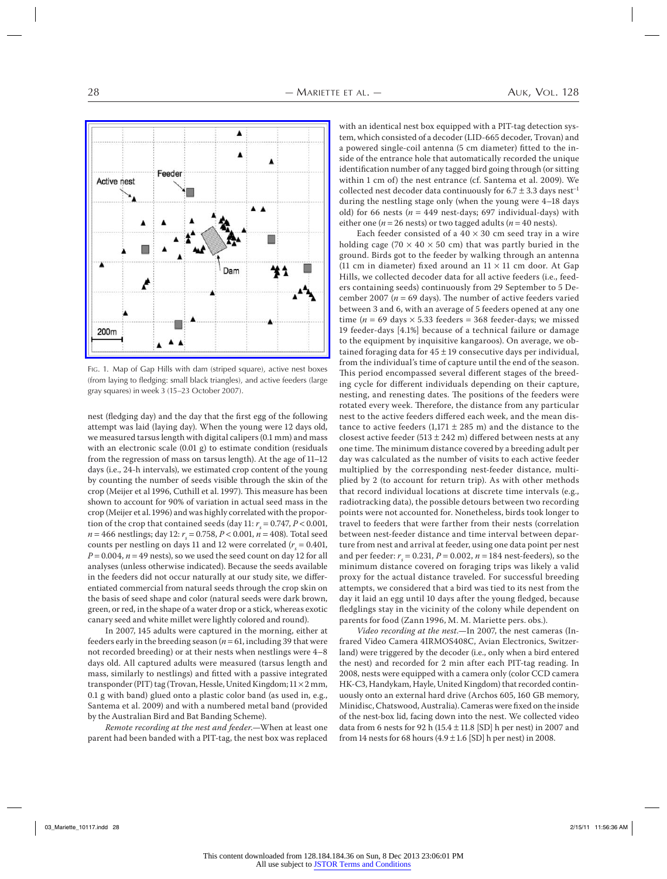FIG. 1. Map of Gap Hills with dam (striped square), active nest boxes (from laying to fledging: small black triangles), and active feeders (large gray squares) in week 3 (15–23 October 2007).

nest (fledging day) and the day that the first egg of the following attempt was laid (laying day). When the young were 12 days old, we measured tarsus length with digital calipers (0.1 mm) and mass with an electronic scale (0.01 g) to estimate condition (residuals from the regression of mass on tarsus length). At the age of 11–12 days (i.e., 24-h intervals), we estimated crop content of the young by counting the number of seeds visible through the skin of the crop (Meijer et al 1996, Cuthill et al. 1997). This measure has been shown to account for 90% of variation in actual seed mass in the crop (Meijer et al. 1996) and was highly correlated with the proportion of the crop that contained seeds (day 11: $r_s = 0.747$, $P < 0.001$, $n = 466$ nestlings; day 12: $r_s = 0.758$, $P < 0.001$, $n = 408$). Total seed counts per nestling on days 11 and 12 were correlated ($r_s = 0.401$, $P = 0.004$, $n = 49$ nests), so we used the seed count on day 12 for all analyses (unless otherwise indicated). Because the seeds available in the feeders did not occur naturally at our study site, we differentiated commercial from natural seeds through the crop skin on the basis of seed shape and color (natural seeds were dark brown, green, or red, in the shape of a water drop or a stick, whereas exotic canary seed and white millet were lightly colored and round).

In 2007, 145 adults were captured in the morning, either at feeders early in the breeding season ($n = 61$, including 39 that were not recorded breeding) or at their nests when nestlings were 4–8 days old. All captured adults were measured (tarsus length and mass, similarly to nestlings) and fitted with a passive integrated transponder (PIT) tag (Trovan, Hessle, United Kingdom; 11 × 2 mm, 0.1 g with band) glued onto a plastic color band (as used in, e.g., Santema et al. 2009) and with a numbered metal band (provided by the Australian Bird and Bat Banding Scheme).

*Remote recording at the nest and feeder.*—When at least one parent had been banded with a PIT-tag, the nest box was replaced with an identical nest box equipped with a PIT-tag detection system, which consisted of a decoder (LID-665 decoder, Trovan) and a powered single-coil antenna (5 cm diameter) fitted to the inside of the entrance hole that automatically recorded the unique identification number of any tagged bird going through (or sitting within 1 cm of) the nest entrance (cf. Santema et al. 2009). We collected nest decoder data continuously for 6.7 ± 3.3 days nest$^{-1}$ during the nestling stage only (when the young were 4–18 days old) for 66 nests ($n = 449$ nest-days; 697 individual-days) with either one ($n = 26$ nests) or two tagged adults ($n = 40$ nests).

Each feeder consisted of a 40 × 30 cm seed tray in a wire holding cage (70 × 40 × 50 cm) that was partly buried in the ground. Birds got to the feeder by walking through an antenna (11 cm in diameter) fixed around an 11 × 11 cm door. At Gap Hills, we collected decoder data for all active feeders (i.e., feeders containing seeds) continuously from 29 September to 5 December 2007 ($n = 69$ days). The number of active feeders varied between 3 and 6, with an average of 5 feeders opened at any one time ($n = 69$ days × 5.33 feeders = 368 feeder-days; we missed 19 feeder-days [4.1%] because of a technical failure or damage to the equipment by inquisitive kangaroos). On average, we obtained foraging data for 45 ± 19 consecutive days per individual, from the individual's time of capture until the end of the season. This period encompassed several different stages of the breeding cycle for different individuals depending on their capture, nesting, and renesting dates. The positions of the feeders were rotated every week. Therefore, the distance from any particular nest to the active feeders differed each week, and the mean distance to active feeders (1,171 ± 285 m) and the distance to the closest active feeder (513 ± 242 m) differed between nests at any one time. The minimum distance covered by a breeding adult per day was calculated as the number of visits to each active feeder multiplied by the corresponding nest-feeder distance, multiplied by 2 (to account for return trip). As with other methods that record individual locations at discrete time intervals (e.g., radiotracking data), the possible detours between two recording points were not accounted for. Nonetheless, birds took longer to travel to feeders that were farther from their nests (correlation between nest-feeder distance and time interval between departure from nest and arrival at feeder, using one data point per nest and per feeder: $r_s = 0.231$, $P = 0.002$, $n = 184$ nest-feeders), so the minimum distance covered on foraging trips was likely a valid proxy for the actual distance traveled. For successful breeding attempts, we considered that a bird was tied to its nest from the day it laid an egg until 10 days after the young fledged, because fledglings stay in the vicinity of the colony while dependent on parents for food (Zann 1996, M. M. Mariette pers. obs.).

*Video recording at the nest.*—In 2007, the nest cameras (Infrared Video Camera 4IRMOS408C, Avian Electronics, Switzerland) were triggered by the decoder (i.e., only when a bird entered the nest) and recorded for 2 min after each PIT-tag reading. In 2008, nests were equipped with a camera only (color CCD camera HK-C3, Handykam, Hayle, United Kingdom) that recorded continuously onto an external hard drive (Archos 605, 160 GB memory, Minidisc, Chatswood, Australia). Cameras were fixed on the inside of the nest-box lid, facing down into the nest. We collected video data from 6 nests for 92 h (15.4 ± 11.8 [SD] h per nest) in 2007 and from 14 nests for 68 hours (4.9 ± 1.6 [SD] h per nest) in 2008.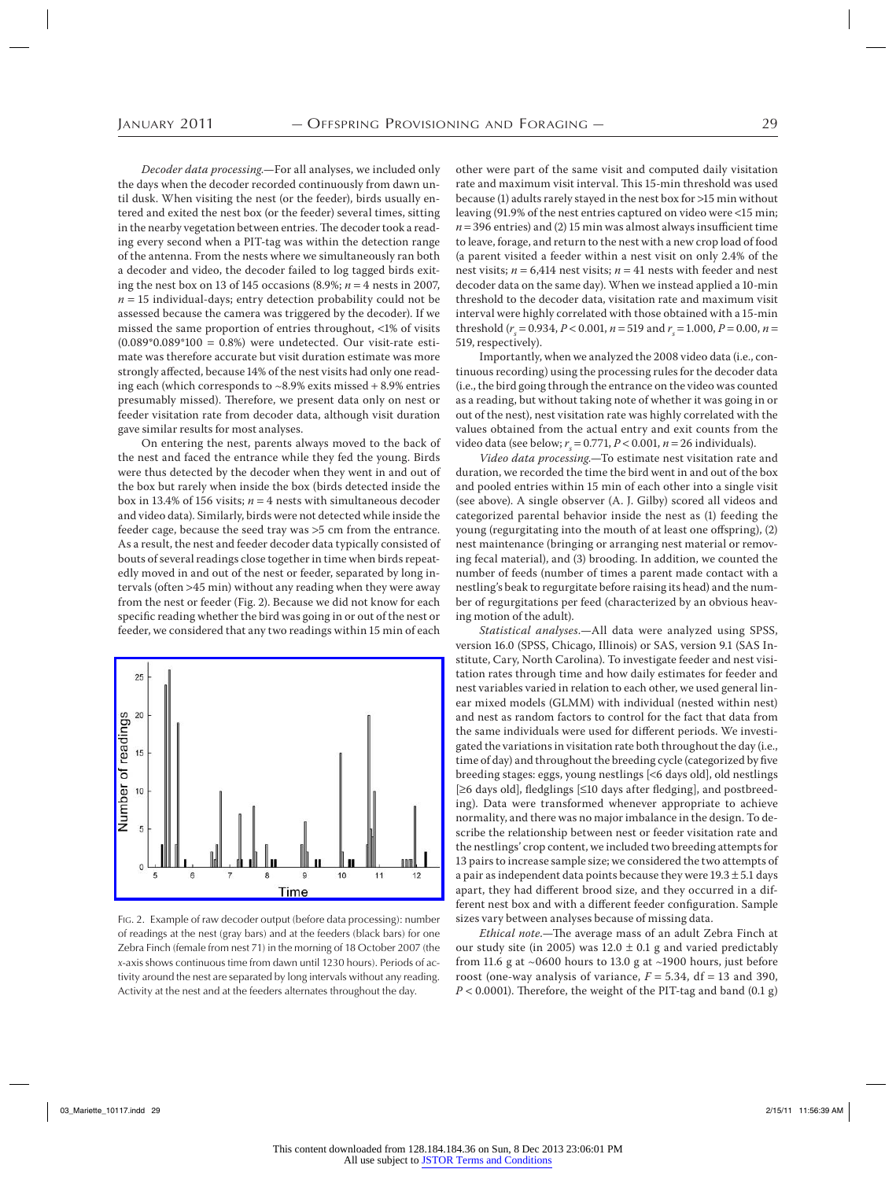*Decoder data processing.*—For all analyses, we included only the days when the decoder recorded continuously from dawn until dusk. When visiting the nest (or the feeder), birds usually entered and exited the nest box (or the feeder) several times, sitting in the nearby vegetation between entries. The decoder took a reading every second when a PIT-tag was within the detection range of the antenna. From the nests where we simultaneously ran both a decoder and video, the decoder failed to log tagged birds exiting the nest box on 13 of 145 occasions (8.9%; $n$ = 4 nests in 2007, $n$ = 15 individual-days; entry detection probability could not be assessed because the camera was triggered by the decoder). If we missed the same proportion of entries throughout, <1% of visits (0.089*0.089*100 = 0.8%) were undetected. Our visit-rate estimate was therefore accurate but visit duration estimate was more strongly affected, because 14% of the nest visits had only one reading each (which corresponds to ~8.9% exits missed + 8.9% entries presumably missed). Therefore, we present data only on nest or feeder visitation rate from decoder data, although visit duration gave similar results for most analyses.

On entering the nest, parents always moved to the back of the nest and faced the entrance while they fed the young. Birds were thus detected by the decoder when they went in and out of the box but rarely when inside the box (birds detected inside the box in 13.4% of 156 visits; $n$ = 4 nests with simultaneous decoder and video data). Similarly, birds were not detected while inside the feeder cage, because the seed tray was >5 cm from the entrance. As a result, the nest and feeder decoder data typically consisted of bouts of several readings close together in time when birds repeatedly moved in and out of the nest or feeder, separated by long intervals (often >45 min) without any reading when they were away from the nest or feeder (Fig. 2). Because we did not know for each specific reading whether the bird was going in or out of the nest or feeder, we considered that any two readings within 15 min of each other were part of the same visit and computed daily visitation rate and maximum visit interval. This 15-min threshold was used because (1) adults rarely stayed in the nest box for >15 min without leaving (91.9% of the nest entries captured on video were <15 min; $n$ = 396 entries) and (2) 15 min was almost always insufficient time to leave, forage, and return to the nest with a new crop load of food (a parent visited a feeder within a nest visit on only 2.4% of the nest visits; $n$ = 6,414 nest visits; $n$ = 41 nests with feeder and nest decoder data on the same day). When we instead applied a 10-min threshold to the decoder data, visitation rate and maximum visit interval were highly correlated with those obtained with a 15-min threshold ($r_s$ = 0.934, $P$ < 0.001, $n$ = 519 and $r_s$ = 1.000, $P$ = 0.00, $n$ = 519, respectively).

Importantly, when we analyzed the 2008 video data (i.e., continuous recording) using the processing rules for the decoder data (i.e., the bird going through the entrance on the video was counted as a reading, but without taking note of whether it was going in or out of the nest), nest visitation rate was highly correlated with the values obtained from the actual entry and exit counts from the video data (see below; $r_s$ = 0.771, $P$ < 0.001, $n$ = 26 individuals).

FIG. 2. Example of raw decoder output (before data processing): number of readings at the nest (gray bars) and at the feeders (black bars) for one Zebra Finch (female from nest 71) in the morning of 18 October 2007 (the *x*-axis shows continuous time from dawn until 1230 hours). Periods of activity around the nest are separated by long intervals without any reading. Activity at the nest and at the feeders alternates throughout the day.

*Video data processing.*—To estimate nest visitation rate and duration, we recorded the time the bird went in and out of the box and pooled entries within 15 min of each other into a single visit (see above). A single observer (A. J. Gilby) scored all videos and categorized parental behavior inside the nest as (1) feeding the young (regurgitating into the mouth of at least one offspring), (2) nest maintenance (bringing or arranging nest material or removing fecal material), and (3) brooding. In addition, we counted the number of feeds (number of times a parent made contact with a nestling's beak to regurgitate before raising its head) and the number of regurgitations per feed (characterized by an obvious heaving motion of the adult).

*Statistical analyses.*—All data were analyzed using SPSS, version 16.0 (SPSS, Chicago, Illinois) or SAS, version 9.1 (SAS Institute, Cary, North Carolina). To investigate feeder and nest visitation rates through time and how daily estimates for feeder and nest variables varied in relation to each other, we used general linear mixed models (GLMM) with individual (nested within nest) and nest as random factors to control for the fact that data from the same individuals were used for different periods. We investigated the variations in visitation rate both throughout the day (i.e., time of day) and throughout the breeding cycle (categorized by five breeding stages: eggs, young nestlings [<6 days old], old nestlings [≥6 days old], fledglings [≤10 days after fledging], and postbreeding). Data were transformed whenever appropriate to achieve normality, and there was no major imbalance in the design. To describe the relationship between nest or feeder visitation rate and the nestlings' crop content, we included two breeding attempts for 13 pairs to increase sample size; we considered the two attempts of a pair as independent data points because they were 19.3 ± 5.1 days apart, they had different brood size, and they occurred in a different nest box and with a different feeder configuration. Sample sizes vary between analyses because of missing data.

*Ethical note.*—The average mass of an adult Zebra Finch at our study site (in 2005) was 12.0 ± 0.1 g and varied predictably from 11.6 g at ~0600 hours to 13.0 g at ~1900 hours, just before roost (one-way analysis of variance, $F$ = 5.34, df = 13 and 390, $P$ < 0.0001). Therefore, the weight of the PIT-tag and band (0.1 g)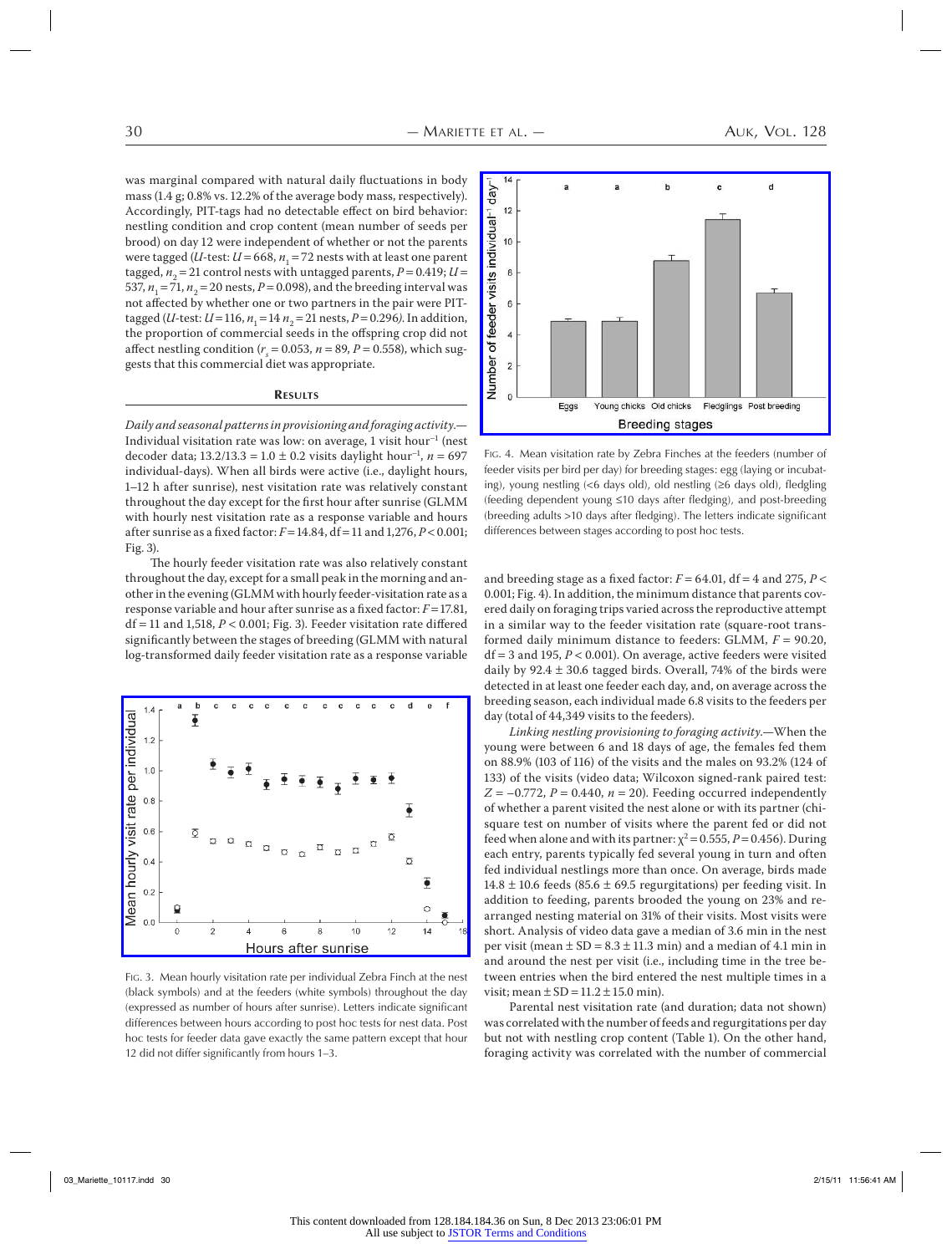was marginal compared with natural daily fluctuations in body mass (1.4 g; 0.8% vs. 12.2% of the average body mass, respectively). Accordingly, PIT-tags had no detectable effect on bird behavior: nestling condition and crop content (mean number of seeds per brood) on day 12 were independent of whether or not the parents were tagged ($U$-test: $U = 668$, $n_1 = 72$ nests with at least one parent tagged, $n_2 = 21$ control nests with untagged parents, $P = 0.419$; $U = 537$, $n_1 = 71$, $n_2 = 20$ nests, $P = 0.098$), and the breeding interval was not affected by whether one or two partners in the pair were PIT-tagged ($U$-test: $U = 116$, $n_1 = 14$ $n_2 = 21$ nests, $P = 0.296$). In addition, the proportion of commercial seeds in the offspring crop did not affect nestling condition ($r_s = 0.053$, $n = 89$, $P = 0.558$), which suggests that this commercial diet was appropriate.

## Results

*Daily and seasonal patterns in provisioning and foraging activity.*—Individual visitation rate was low: on average, 1 visit hour$^{-1}$ (nest decoder data; 13.2/13.3 = 1.0 ± 0.2 visits daylight hour$^{-1}$, $n = 697$ individual-days). When all birds were active (i.e., daylight hours, 1–12 h after sunrise), nest visitation rate was relatively constant throughout the day except for the first hour after sunrise (GLMM with hourly nest visitation rate as a response variable and hours after sunrise as a fixed factor: $F = 14.84$, df = 11 and 1,276, $P < 0.001$; Fig. 3).

The hourly feeder visitation rate was also relatively constant throughout the day, except for a small peak in the morning and another in the evening (GLMM with hourly feeder-visitation rate as a response variable and hour after sunrise as a fixed factor: $F = 17.81$, df = 11 and 1,518, $P < 0.001$; Fig. 3). Feeder visitation rate differed significantly between the stages of breeding (GLMM with natural log-transformed daily feeder visitation rate as a response variable and breeding stage as a fixed factor: $F = 64.01$, df = 4 and 275, $P < 0.001$; Fig. 4). In addition, the minimum distance that parents covered daily on foraging trips varied across the reproductive attempt in a similar way to the feeder visitation rate (square-root transformed daily minimum distance to feeders: GLMM, $F = 90.20$, df = 3 and 195, $P < 0.001$). On average, active feeders were visited daily by 92.4 ± 30.6 tagged birds. Overall, 74% of the birds were detected in at least one feeder each day, and, on average across the breeding season, each individual made 6.8 visits to the feeders per day (total of 44,349 visits to the feeders).

Fig. 3. Mean hourly visitation rate per individual Zebra Finch at the nest (black symbols) and at the feeders (white symbols) throughout the day (expressed as number of hours after sunrise). Letters indicate significant differences between hours according to post hoc tests for nest data. Post hoc tests for feeder data gave exactly the same pattern except that hour 12 did not differ significantly from hours 1–3.

Fig. 4. Mean visitation rate by Zebra Finches at the feeders (number of feeder visits per bird per day) for breeding stages: egg (laying or incubating), young nestling (<6 days old), old nestling (≥6 days old), fledgling (feeding dependent young ≤10 days after fledging), and post-breeding (breeding adults >10 days after fledging). The letters indicate significant differences between stages according to post hoc tests.

*Linking nestling provisioning to foraging activity.*—When the young were between 6 and 18 days of age, the females fed them on 88.9% (103 of 116) of the visits and the males on 93.2% (124 of 133) of the visits (video data; Wilcoxon signed-rank paired test: $Z = -0.772$, $P = 0.440$, $n = 20$). Feeding occurred independently of whether a parent visited the nest alone or with its partner (chi-square test on number of visits where the parent fed or did not feed when alone and with its partner: $\chi^2 = 0.555$, $P = 0.456$). During each entry, parents typically fed several young in turn and often fed individual nestlings more than once. On average, birds made 14.8 ± 10.6 feeds (85.6 ± 69.5 regurgitations) per feeding visit. In addition to feeding, parents brooded the young on 23% and rearranged nesting material on 31% of their visits. Most visits were short. Analysis of video data gave a median of 3.6 min in the nest per visit (mean ± SD = 8.3 ± 11.3 min) and a median of 4.1 min in and around the nest per visit (i.e., including time in the tree between entries when the bird entered the nest multiple times in a visit; mean ± SD = 11.2 ± 15.0 min).

Parental nest visitation rate (and duration; data not shown) was correlated with the number of feeds and regurgitations per day but not with nestling crop content (Table 1). On the other hand, foraging activity was correlated with the number of commercial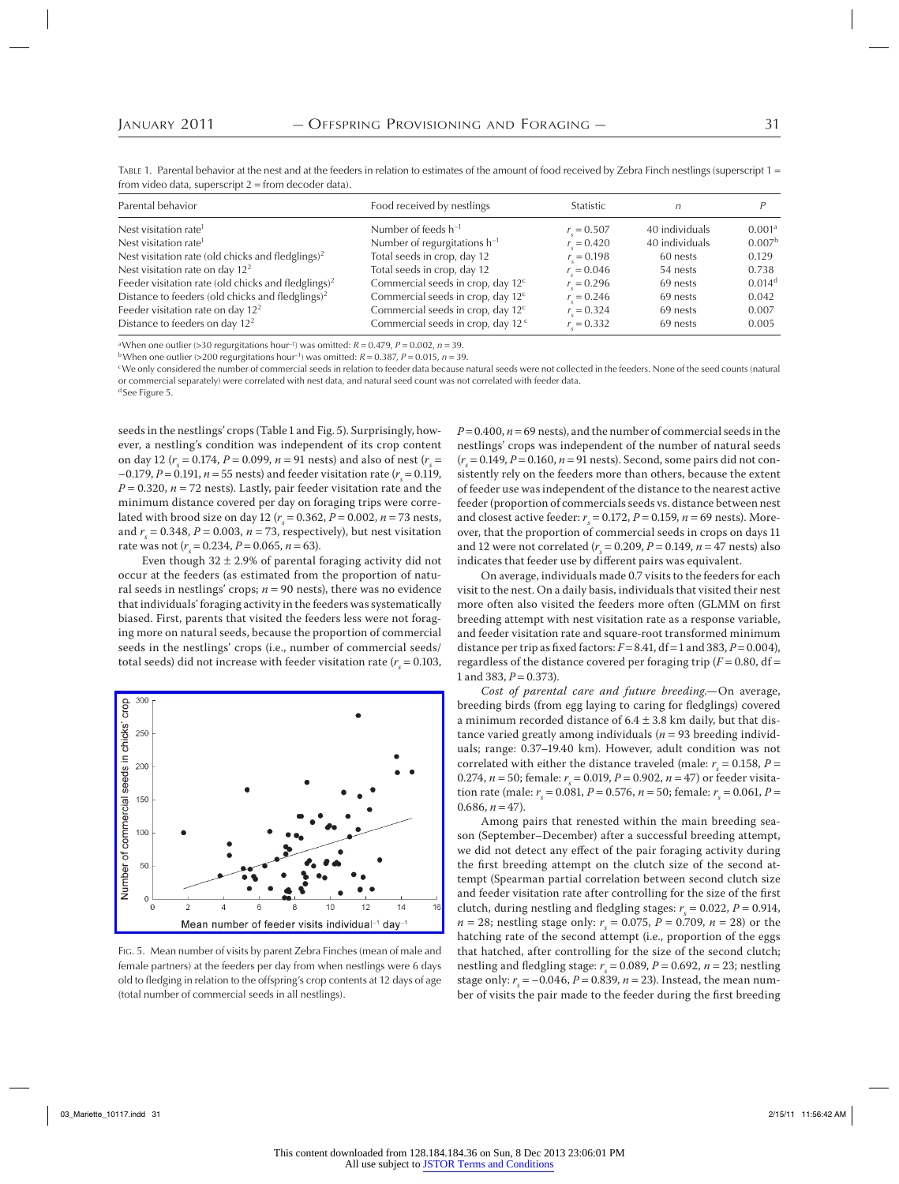TABLE 1. Parental behavior at the nest and at the feeders in relation to estimates of the amount of food received by Zebra Finch nestlings (superscript 1 = from video data, superscript 2 = from decoder data).

| Parental behavior | Food received by nestlings | Statistic | $n$ | $P$ |
|---|---|---|---|---|
| Nest visitation rate[1] | Number of feeds $h^{-1}$ | $r_s = 0.507$ | 40 individuals | 0.001[a] |
| Nest visitation rate[1] | Number of regurgitations $h^{-1}$ | $r_s = 0.420$ | 40 individuals | 0.007[b] |
| Nest visitation rate (old chicks and fledglings)[2] | Total seeds in crop, day 12 | $r_s = 0.198$ | 60 nests | 0.129 |
| Nest visitation rate on day 12[2] | Total seeds in crop, day 12 | $r_s = 0.046$ | 54 nests | 0.738 |
| Feeder visitation rate (old chicks and fledglings)[2] | Commercial seeds in crop, day 12[c] | $r_s = 0.296$ | 69 nests | 0.014[d] |
| Distance to feeders (old chicks and fledglings)[2] | Commercial seeds in crop, day 12[c] | $r_s = 0.246$ | 69 nests | 0.042 |
| Feeder visitation rate on day 12[2] | Commercial seeds in crop, day 12[c] | $r_s = 0.324$ | 69 nests | 0.007 |
| Distance to feeders on day 12[2] | Commercial seeds in crop, day 12[c] | $r_s = 0.332$ | 69 nests | 0.005 |

[a] When one outlier (>30 regurgitations $hour^{-1}$) was omitted: $R = 0.479$, $P = 0.002$, $n = 39$.

[b] When one outlier (>200 regurgitations $hour^{-1}$) was omitted: $R = 0.387$, $P = 0.015$, $n = 39$.

[c] We only considered the number of commercial seeds in relation to feeder data because natural seeds were not collected in the feeders. None of the seed counts (natural or commercial separately) were correlated with nest data, and natural seed count was not correlated with feeder data.

[d] See Figure 5.

seeds in the nestlings' crops (Table 1 and Fig. 5). Surprisingly, however, a nestling's condition was independent of its crop content on day 12 ($r_s = 0.174$, $P = 0.099$, $n = 91$ nests) and also of nest ($r_s = -0.179$, $P = 0.191$, $n = 55$ nests) and feeder visitation rate ($r_s = 0.119$, $P = 0.320$, $n = 72$ nests). Lastly, pair feeder visitation rate and the minimum distance covered per day on foraging trips were correlated with brood size on day 12 ($r_s = 0.362$, $P = 0.002$, $n = 73$ nests, and $r_s = 0.348$, $P = 0.003$, $n = 73$, respectively), but nest visitation rate was not ($r_s = 0.234$, $P = 0.065$, $n = 63$).

Even though $32 \pm 2.9\%$ of parental foraging activity did not occur at the feeders (as estimated from the proportion of natural seeds in nestlings' crops; $n = 90$ nests), there was no evidence that individuals' foraging activity in the feeders was systematically biased. First, parents that visited the feeders less were not foraging more on natural seeds, because the proportion of commercial seeds in the nestlings' crops (i.e., number of commercial seeds/total seeds) did not increase with feeder visitation rate ($r_s = 0.103$, $P = 0.400$, $n = 69$ nests), and the number of commercial seeds in the nestlings' crops was independent of the number of natural seeds ($r_s = 0.149$, $P = 0.160$, $n = 91$ nests). Second, some pairs did not consistently rely on the feeders more than others, because the extent of feeder use was independent of the distance to the nearest active feeder (proportion of commercials seeds vs. distance between nest and closest active feeder: $r_s = 0.172$, $P = 0.159$, $n = 69$ nests). Moreover, that the proportion of commercial seeds in crops on days 11 and 12 were not correlated ($r_s = 0.209$, $P = 0.149$, $n = 47$ nests) also indicates that feeder use by different pairs was equivalent.

On average, individuals made 0.7 visits to the feeders for each visit to the nest. On a daily basis, individuals that visited their nest more often also visited the feeders more often (GLMM on first breeding attempt with nest visitation rate as a response variable, and feeder visitation rate and square-root transformed minimum distance per trip as fixed factors: $F = 8.41$, df = 1 and 383, $P = 0.004$), regardless of the distance covered per foraging trip ($F = 0.80$, df = 1 and 383, $P = 0.373$).

*Cost of parental care and future breeding.*—On average, breeding birds (from egg laying to caring for fledglings) covered a minimum recorded distance of $6.4 \pm 3.8$ km daily, but that distance varied greatly among individuals ($n = 93$ breeding individuals; range: 0.37–19.40 km). However, adult condition was not correlated with either the distance traveled (male: $r_s = 0.158$, $P = 0.274$, $n = 50$; female: $r_s = 0.019$, $P = 0.902$, $n = 47$) or feeder visitation rate (male: $r_s = 0.081$, $P = 0.576$, $n = 50$; female: $r_s = 0.061$, $P = 0.686$, $n = 47$).

Among pairs that renested within the main breeding season (September–December) after a successful breeding attempt, we did not detect any effect of the pair foraging activity during the first breeding attempt on the clutch size of the second attempt (Spearman partial correlation between second clutch size and feeder visitation rate after controlling for the size of the first clutch, during nestling and fledgling stages: $r_s = 0.022$, $P = 0.914$, $n = 28$; nestling stage only: $r_s = 0.075$, $P = 0.709$, $n = 28$) or the hatching rate of the second attempt (i.e., proportion of the eggs that hatched, after controlling for the size of the second clutch; nestling and fledgling stage: $r_s = 0.089$, $P = 0.692$, $n = 23$; nestling stage only: $r_s = -0.046$, $P = 0.839$, $n = 23$). Instead, the mean number of visits the pair made to the feeder during the first breeding

FIG. 5. Mean number of visits by parent Zebra Finches (mean of male and female partners) at the feeders per day from when nestlings were 6 days old to fledging in relation to the offspring's crop contents at 12 days of age (total number of commercial seeds in all nestlings).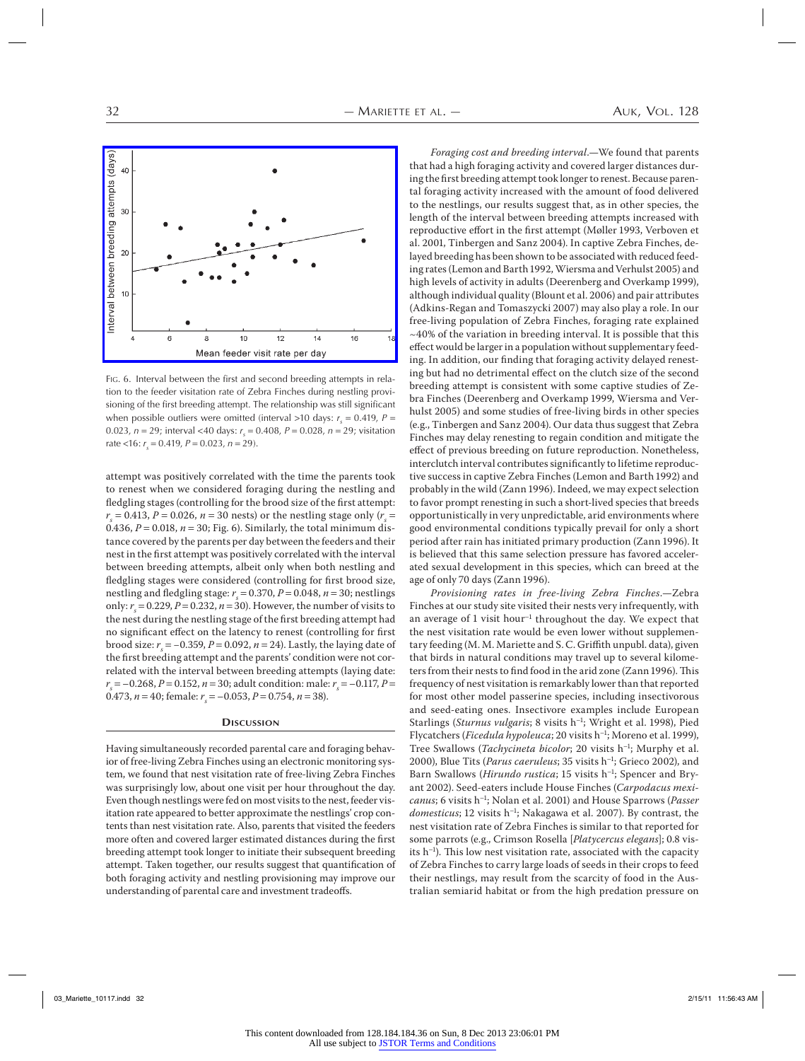FIG. 6. Interval between the first and second breeding attempts in relation to the feeder visitation rate of Zebra Finches during nestling provisioning of the first breeding attempt. The relationship was still significant when possible outliers were omitted (interval >10 days: $r_s = 0.419$, $P = 0.023$, $n = 29$; interval <40 days: $r_s = 0.408$, $P = 0.028$, $n = 29$; visitation rate <16: $r_s = 0.419$, $P = 0.023$, $n = 29$).

attempt was positively correlated with the time the parents took to renest when we considered foraging during the nestling and fledgling stages (controlling for the brood size of the first attempt: $r_s = 0.413$, $P = 0.026$, $n = 30$ nests) or the nestling stage only ($r_s = 0.436$, $P = 0.018$, $n = 30$; Fig. 6). Similarly, the total minimum distance covered by the parents per day between the feeders and their nest in the first attempt was positively correlated with the interval between breeding attempts, albeit only when both nestling and fledgling stages were considered (controlling for first brood size, nestling and fledgling stage: $r_s = 0.370$, $P = 0.048$, $n = 30$; nestlings only: $r_s = 0.229$, $P = 0.232$, $n = 30$). However, the number of visits to the nest during the nestling stage of the first breeding attempt had no significant effect on the latency to renest (controlling for first brood size: $r_s = -0.359$, $P = 0.092$, $n = 24$). Lastly, the laying date of the first breeding attempt and the parents' condition were not correlated with the interval between breeding attempts (laying date: $r_s = -0.268$, $P = 0.152$, $n = 30$; adult condition: male: $r_s = -0.117$, $P = 0.473$, $n = 40$; female: $r_s = -0.053$, $P = 0.754$, $n = 38$).

## DISCUSSION

Having simultaneously recorded parental care and foraging behavior of free-living Zebra Finches using an electronic monitoring system, we found that nest visitation rate of free-living Zebra Finches was surprisingly low, about one visit per hour throughout the day. Even though nestlings were fed on most visits to the nest, feeder visitation rate appeared to better approximate the nestlings' crop contents than nest visitation rate. Also, parents that visited the feeders more often and covered larger estimated distances during the first breeding attempt took longer to initiate their subsequent breeding attempt. Taken together, our results suggest that quantification of both foraging activity and nestling provisioning may improve our understanding of parental care and investment tradeoffs.

*Foraging cost and breeding interval.*—We found that parents that had a high foraging activity and covered larger distances during the first breeding attempt took longer to renest. Because parental foraging activity increased with the amount of food delivered to the nestlings, our results suggest that, as in other species, the length of the interval between breeding attempts increased with reproductive effort in the first attempt (Møller 1993, Verboven et al. 2001, Tinbergen and Sanz 2004). In captive Zebra Finches, delayed breeding has been shown to be associated with reduced feeding rates (Lemon and Barth 1992, Wiersma and Verhulst 2005) and high levels of activity in adults (Deerenberg and Overkamp 1999), although individual quality (Blount et al. 2006) and pair attributes (Adkins-Regan and Tomaszycki 2007) may also play a role. In our free-living population of Zebra Finches, foraging rate explained ~40% of the variation in breeding interval. It is possible that this effect would be larger in a population without supplementary feeding. In addition, our finding that foraging activity delayed renesting but had no detrimental effect on the clutch size of the second breeding attempt is consistent with some captive studies of Zebra Finches (Deerenberg and Overkamp 1999, Wiersma and Verhulst 2005) and some studies of free-living birds in other species (e.g., Tinbergen and Sanz 2004). Our data thus suggest that Zebra Finches may delay renesting to regain condition and mitigate the effect of previous breeding on future reproduction. Nonetheless, interclutch interval contributes significantly to lifetime reproductive success in captive Zebra Finches (Lemon and Barth 1992) and probably in the wild (Zann 1996). Indeed, we may expect selection to favor prompt renesting in such a short-lived species that breeds opportunistically in very unpredictable, arid environments where good environmental conditions typically prevail for only a short period after rain has initiated primary production (Zann 1996). It is believed that this same selection pressure has favored accelerated sexual development in this species, which can breed at the age of only 70 days (Zann 1996).

*Provisioning rates in free-living Zebra Finches.*—Zebra Finches at our study site visited their nests very infrequently, with an average of 1 visit hour$^{-1}$ throughout the day. We expect that the nest visitation rate would be even lower without supplementary feeding (M. M. Mariette and S. C. Griffith unpubl. data), given that birds in natural conditions may travel up to several kilometers from their nests to find food in the arid zone (Zann 1996). This frequency of nest visitation is remarkably lower than that reported for most other model passerine species, including insectivorous and seed-eating ones. Insectivore examples include European Starlings (*Sturnus vulgaris*; 8 visits h$^{-1}$; Wright et al. 1998), Pied Flycatchers (*Ficedula hypoleuca*; 20 visits h$^{-1}$; Moreno et al. 1999), Tree Swallows (*Tachycineta bicolor*; 20 visits h$^{-1}$; Murphy et al. 2000), Blue Tits (*Parus caeruleus*; 35 visits h$^{-1}$; Grieco 2002), and Barn Swallows (*Hirundo rustica*; 15 visits h$^{-1}$; Spencer and Bryant 2002). Seed-eaters include House Finches (*Carpodacus mexicanus*; 6 visits h$^{-1}$; Nolan et al. 2001) and House Sparrows (*Passer domesticus*; 12 visits h$^{-1}$; Nakagawa et al. 2007). By contrast, the nest visitation rate of Zebra Finches is similar to that reported for some parrots (e.g., Crimson Rosella [*Platycercus elegans*]; 0.8 visits h$^{-1}$). This low nest visitation rate, associated with the capacity of Zebra Finches to carry large loads of seeds in their crops to feed their nestlings, may result from the scarcity of food in the Australian semiarid habitat or from the high predation pressure on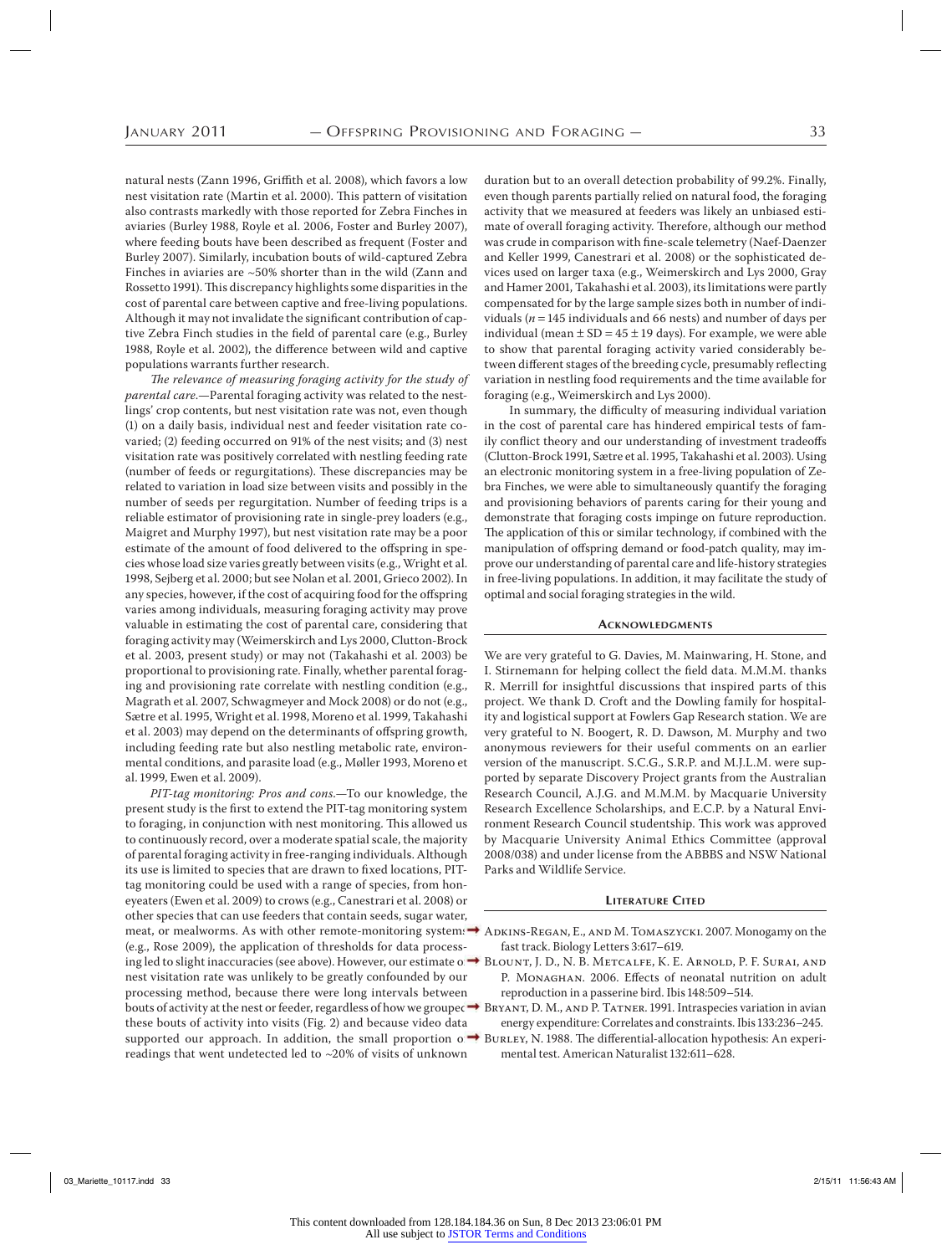natural nests (Zann 1996, Griffith et al. 2008), which favors a low nest visitation rate (Martin et al. 2000). This pattern of visitation also contrasts markedly with those reported for Zebra Finches in aviaries (Burley 1988, Royle et al. 2006, Foster and Burley 2007), where feeding bouts have been described as frequent (Foster and Burley 2007). Similarly, incubation bouts of wild-captured Zebra Finches in aviaries are ~50% shorter than in the wild (Zann and Rossetto 1991). This discrepancy highlights some disparities in the cost of parental care between captive and free-living populations. Although it may not invalidate the significant contribution of captive Zebra Finch studies in the field of parental care (e.g., Burley 1988, Royle et al. 2002), the difference between wild and captive populations warrants further research.

*The relevance of measuring foraging activity for the study of parental care.*—Parental foraging activity was related to the nestlings' crop contents, but nest visitation rate was not, even though (1) on a daily basis, individual nest and feeder visitation rate covaried; (2) feeding occurred on 91% of the nest visits; and (3) nest visitation rate was positively correlated with nestling feeding rate (number of feeds or regurgitations). These discrepancies may be related to variation in load size between visits and possibly in the number of seeds per regurgitation. Number of feeding trips is a reliable estimator of provisioning rate in single-prey loaders (e.g., Maigret and Murphy 1997), but nest visitation rate may be a poor estimate of the amount of food delivered to the offspring in species whose load size varies greatly between visits (e.g., Wright et al. 1998, Sejberg et al. 2000; but see Nolan et al. 2001, Grieco 2002). In any species, however, if the cost of acquiring food for the offspring varies among individuals, measuring foraging activity may prove valuable in estimating the cost of parental care, considering that foraging activity may (Weimerskirch and Lys 2000, Clutton-Brock et al. 2003, present study) or may not (Takahashi et al. 2003) be proportional to provisioning rate. Finally, whether parental foraging and provisioning rate correlate with nestling condition (e.g., Magrath et al. 2007, Schwagmeyer and Mock 2008) or do not (e.g., Sætre et al. 1995, Wright et al. 1998, Moreno et al. 1999, Takahashi et al. 2003) may depend on the determinants of offspring growth, including feeding rate but also nestling metabolic rate, environmental conditions, and parasite load (e.g., Møller 1993, Moreno et al. 1999, Ewen et al. 2009).

*PIT-tag monitoring: Pros and cons.*—To our knowledge, the present study is the first to extend the PIT-tag monitoring system to foraging, in conjunction with nest monitoring. This allowed us to continuously record, over a moderate spatial scale, the majority of parental foraging activity in free-ranging individuals. Although its use is limited to species that are drawn to fixed locations, PIT-tag monitoring could be used with a range of species, from honeyeaters (Ewen et al. 2009) to crows (e.g., Canestrari et al. 2008) or other species that can use feeders that contain seeds, sugar water, meat, or mealworms. As with other remote-monitoring systems (e.g., Rose 2009), the application of thresholds for data processing led to slight inaccuracies (see above). However, our estimate of nest visitation rate was unlikely to be greatly confounded by our processing method, because there were long intervals between bouts of activity at the nest or feeder, regardless of how we grouped these bouts of activity into visits (Fig. 2) and because video data supported our approach. In addition, the small proportion of readings that went undetected led to ~20% of visits of unknown duration but to an overall detection probability of 99.2%. Finally, even though parents partially relied on natural food, the foraging activity that we measured at feeders was likely an unbiased estimate of overall foraging activity. Therefore, although our method was crude in comparison with fine-scale telemetry (Naef-Daenzer and Keller 1999, Canestrari et al. 2008) or the sophisticated devices used on larger taxa (e.g., Weimerskirch and Lys 2000, Gray and Hamer 2001, Takahashi et al. 2003), its limitations were partly compensated for by the large sample sizes both in number of individuals ($n = 145$ individuals and 66 nests) and number of days per individual (mean ± SD = 45 ± 19 days). For example, we were able to show that parental foraging activity varied considerably between different stages of the breeding cycle, presumably reflecting variation in nestling food requirements and the time available for foraging (e.g., Weimerskirch and Lys 2000).

In summary, the difficulty of measuring individual variation in the cost of parental care has hindered empirical tests of family conflict theory and our understanding of investment tradeoffs (Clutton-Brock 1991, Sætre et al. 1995, Takahashi et al. 2003). Using an electronic monitoring system in a free-living population of Zebra Finches, we were able to simultaneously quantify the foraging and provisioning behaviors of parents caring for their young and demonstrate that foraging costs impinge on future reproduction. The application of this or similar technology, if combined with the manipulation of offspring demand or food-patch quality, may improve our understanding of parental care and life-history strategies in free-living populations. In addition, it may facilitate the study of optimal and social foraging strategies in the wild.

## Acknowledgments

We are very grateful to G. Davies, M. Mainwaring, H. Stone, and I. Stirnemann for helping collect the field data. M.M.M. thanks R. Merrill for insightful discussions that inspired parts of this project. We thank D. Croft and the Dowling family for hospitality and logistical support at Fowlers Gap Research station. We are very grateful to N. Boogert, R. D. Dawson, M. Murphy and two anonymous reviewers for their useful comments on an earlier version of the manuscript. S.C.G., S.R.P. and M.J.L.M. were supported by separate Discovery Project grants from the Australian Research Council, A.J.G. and M.M.M. by Macquarie University Research Excellence Scholarships, and E.C.P. by a Natural Environment Research Council studentship. This work was approved by Macquarie University Animal Ethics Committee (approval 2008/038) and under license from the ABBBS and NSW National Parks and Wildlife Service.

## Literature Cited

Adkins-Regan, E., and M. Tomaszycki. 2007. Monogamy on the fast track. Biology Letters 3:617–619.

Blount, J. D., N. B. Metcalfe, K. E. Arnold, P. F. Surai, and P. Monaghan. 2006. Effects of neonatal nutrition on adult reproduction in a passerine bird. Ibis 148:509–514.

Bryant, D. M., and P. Tatner. 1991. Intraspecies variation in avian energy expenditure: Correlates and constraints. Ibis 133:236–245.

Burley, N. 1988. The differential-allocation hypothesis: An experimental test. American Naturalist 132:611–628.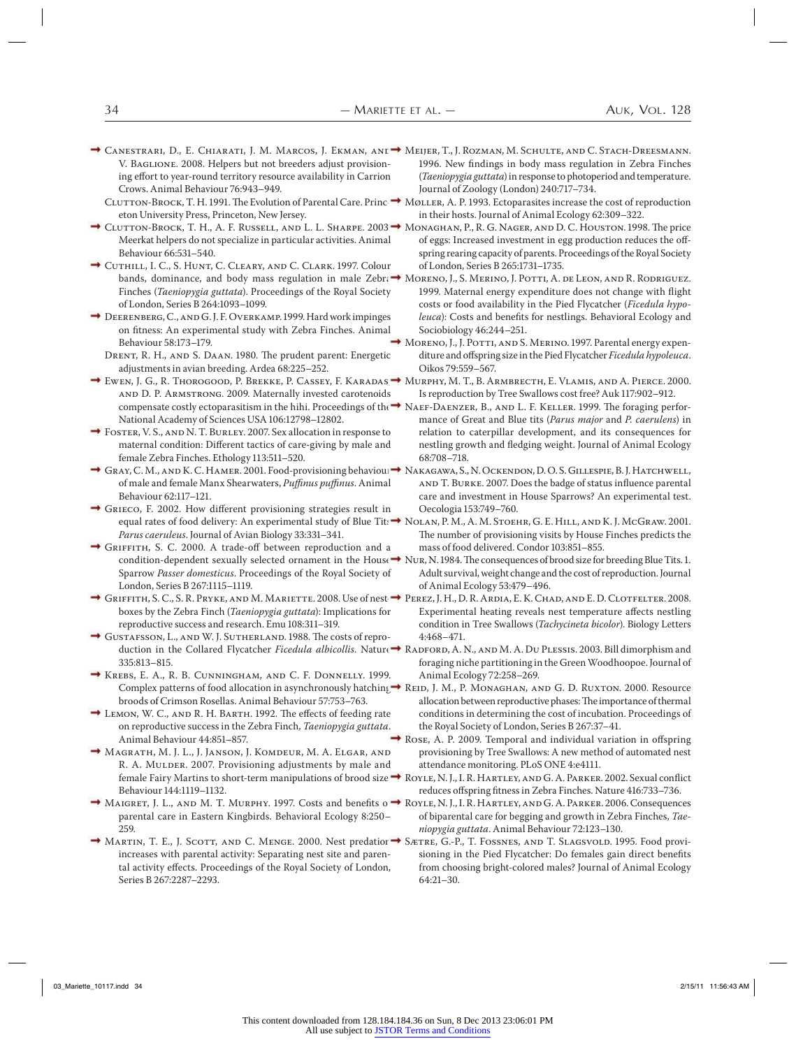Canestrari, D., E. Chiarati, J. M. Marcos, J. Ekman, and V. Baglione. 2008. Helpers but not breeders adjust provisioning effort to year-round territory resource availability in Carrion Crows. Animal Behaviour 76:943–949.

Clutton-Brock, T. H. 1991. The Evolution of Parental Care. Princeton University Press, Princeton, New Jersey.

Clutton-Brock, T. H., A. F. Russell, and L. L. Sharpe. 2003. Meerkat helpers do not specialize in particular activities. Animal Behaviour 66:531–540.

Cuthill, I. C., S. Hunt, C. Cleary, and C. Clark. 1997. Colour bands, dominance, and body mass regulation in male Zebra Finches (*Taeniopygia guttata*). Proceedings of the Royal Society of London, Series B 264:1093–1099.

Deerenberg, C., and G. J. F. Overkamp. 1999. Hard work impinges on fitness: An experimental study with Zebra Finches. Animal Behaviour 58:173–179.

Drent, R. H., and S. Daan. 1980. The prudent parent: Energetic adjustments in avian breeding. Ardea 68:225–252.

Ewen, J. G., R. Thorogood, P. Brekke, P. Cassey, F. Karadas, and D. P. Armstrong. 2009. Maternally invested carotenoids compensate costly ectoparasitism in the hihi. Proceedings of the National Academy of Sciences USA 106:12798–12802.

Foster, V. S., and N. T. Burley. 2007. Sex allocation in response to maternal condition: Different tactics of care-giving by male and female Zebra Finches. Ethology 113:511–520.

Gray, C. M., and K. C. Hamer. 2001. Food-provisioning behaviour of male and female Manx Shearwaters, *Puffinus puffinus*. Animal Behaviour 62:117–121.

Grieco, F. 2002. How different provisioning strategies result in equal rates of food delivery: An experimental study of Blue Tits *Parus caeruleus*. Journal of Avian Biology 33:331–341.

Griffith, S. C. 2000. A trade-off between reproduction and a condition-dependent sexually selected ornament in the House Sparrow *Passer domesticus*. Proceedings of the Royal Society of London, Series B 267:1115–1119.

Griffith, S. C., S. R. Pryke, and M. Mariette. 2008. Use of nest-boxes by the Zebra Finch (*Taeniopygia guttata*): Implications for reproductive success and research. Emu 108:311–319.

Gustafsson, L., and W. J. Sutherland. 1988. The costs of reproduction in the Collared Flycatcher *Ficedula albicollis*. Nature 335:813–815.

Krebs, E. A., R. B. Cunningham, and C. F. Donnelly. 1999. Complex patterns of food allocation in asynchronously hatching broods of Crimson Rosellas. Animal Behaviour 57:753–763.

Lemon, W. C., and R. H. Barth. 1992. The effects of feeding rate on reproductive success in the Zebra Finch, *Taeniopygia guttata*. Animal Behaviour 44:851–857.

Magrath, M. J. L., J. Janson, J. Komdeur, M. A. Elgar, and R. A. Mulder. 2007. Provisioning adjustments by male and female Fairy Martins to short-term manipulations of brood size. Behaviour 144:1119–1132.

Maigret, J. L., and M. T. Murphy. 1997. Costs and benefits of parental care in Eastern Kingbirds. Behavioral Ecology 8:250–259.

Martin, T. E., J. Scott, and C. Menge. 2000. Nest predation increases with parental activity: Separating nest site and parental activity effects. Proceedings of the Royal Society of London, Series B 267:2287–2293.

Meijer, T., J. Rozman, M. Schulte, and C. Stach-Dreesmann. 1996. New findings in body mass regulation in Zebra Finches (*Taeniopygia guttata*) in response to photoperiod and temperature. Journal of Zoology (London) 240:717–734.

Møller, A. P. 1993. Ectoparasites increase the cost of reproduction in their hosts. Journal of Animal Ecology 62:309–322.

Monaghan, P., R. G. Nager, and D. C. Houston. 1998. The price of eggs: Increased investment in egg production reduces the offspring rearing capacity of parents. Proceedings of the Royal Society of London, Series B 265:1731–1735.

Moreno, J., S. Merino, J. Potti, A. de Leon, and R. Rodriguez. 1999. Maternal energy expenditure does not change with flight costs or food availability in the Pied Flycatcher (*Ficedula hypoleuca*): Costs and benefits for nestlings. Behavioral Ecology and Sociobiology 46:244–251.

Moreno, J., J. Potti, and S. Merino. 1997. Parental energy expenditure and offspring size in the Pied Flycatcher *Ficedula hypoleuca*. Oikos 79:559–567.

Murphy, M. T., B. Armbrecth, E. Vlamis, and A. Pierce. 2000. Is reproduction by Tree Swallows cost free? Auk 117:902–912.

Naef-Daenzer, B., and L. F. Keller. 1999. The foraging performance of Great and Blue tits (*Parus major* and *P. caerulens*) in relation to caterpillar development, and its consequences for nestling growth and fledging weight. Journal of Animal Ecology 68:708–718.

Nakagawa, S., N. Ockendon, D. O. S. Gillespie, B. J. Hatchwell, and T. Burke. 2007. Does the badge of status influence parental care and investment in House Sparrows? An experimental test. Oecologia 153:749–760.

Nolan, P. M., A. M. Stoehr, G. E. Hill, and K. J. McGraw. 2001. The number of provisioning visits by House Finches predicts the mass of food delivered. Condor 103:851–855.

Nur, N. 1984. The consequences of brood size for breeding Blue Tits. 1. Adult survival, weight change and the cost of reproduction. Journal of Animal Ecology 53:479–496.

Perez, J. H., D. R. Ardia, E. K. Chad, and E. D. Clotfelter. 2008. Experimental heating reveals nest temperature affects nestling condition in Tree Swallows (*Tachycineta bicolor*). Biology Letters 4:468–471.

Radford, A. N., and M. A. Du Plessis. 2003. Bill dimorphism and foraging niche partitioning in the Green Woodhoopoe. Journal of Animal Ecology 72:258–269.

Reid, J. M., P. Monaghan, and G. D. Ruxton. 2000. Resource allocation between reproductive phases: The importance of thermal conditions in determining the cost of incubation. Proceedings of the Royal Society of London, Series B 267:37–41.

Rose, A. P. 2009. Temporal and individual variation in offspring provisioning by Tree Swallows: A new method of automated nest attendance monitoring. PLoS ONE 4:e4111.

Royle, N. J., I. R. Hartley, and G. A. Parker. 2002. Sexual conflict reduces offspring fitness in Zebra Finches. Nature 416:733–736.

Royle, N. J., I. R. Hartley, and G. A. Parker. 2006. Consequences of biparental care for begging and growth in Zebra Finches, *Taeniopygia guttata*. Animal Behaviour 72:123–130.

Sætre, G.-P., T. Fossnes, and T. Slagsvold. 1995. Food provisioning in the Pied Flycatcher: Do females gain direct benefits from choosing bright-colored males? Journal of Animal Ecology 64:21–30.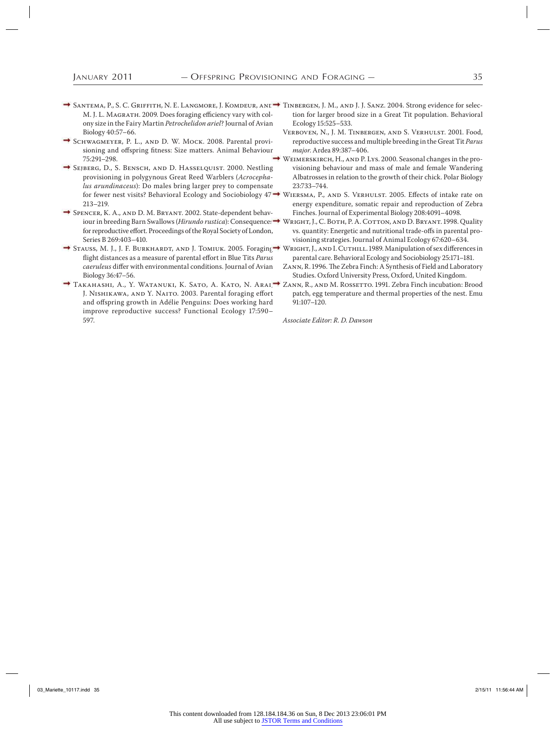Santema, P., S. C. Griffith, N. E. Langmore, J. Komdeur, and M. J. L. Magrath. 2009. Does foraging efficiency vary with colony size in the Fairy Martin *Petrochelidon ariel*? Journal of Avian Biology 40:57–66.

Schwagmeyer, P. L., and D. W. Mock. 2008. Parental provisioning and offspring fitness: Size matters. Animal Behaviour 75:291–298.

Sejberg, D., S. Bensch, and D. Hasselquist. 2000. Nestling provisioning in polygynous Great Reed Warblers (*Acrocephalus arundinaceus*): Do males bring larger prey to compensate for fewer nest visits? Behavioral Ecology and Sociobiology 47:213–219.

Spencer, K. A., and D. M. Bryant. 2002. State-dependent behaviour in breeding Barn Swallows (*Hirundo rustica*): Consequences for reproductive effort. Proceedings of the Royal Society of London, Series B 269:403–410.

Stauss, M. J., J. F. Burkhardt, and J. Tomiuk. 2005. Foraging flight distances as a measure of parental effort in Blue Tits *Parus caeruleus* differ with environmental conditions. Journal of Avian Biology 36:47–56.

Takahashi, A., Y. Watanuki, K. Sato, A. Kato, N. Arai, J. Nishikawa, and Y. Naito. 2003. Parental foraging effort and offspring growth in Adélie Penguins: Does working hard improve reproductive success? Functional Ecology 17:590–597.

Tinbergen, J. M., and J. J. Sanz. 2004. Strong evidence for selection for larger brood size in a Great Tit population. Behavioral Ecology 15:525–533.

Verboven, N., J. M. Tinbergen, and S. Verhulst. 2001. Food, reproductive success and multiple breeding in the Great Tit *Parus major*. Ardea 89:387–406.

Weimerskirch, H., and P. Lys. 2000. Seasonal changes in the provisioning behaviour and mass of male and female Wandering Albatrosses in relation to the growth of their chick. Polar Biology 23:733–744.

Wiersma, P., and S. Verhulst. 2005. Effects of intake rate on energy expenditure, somatic repair and reproduction of Zebra Finches. Journal of Experimental Biology 208:4091–4098.

Wright, J., C. Both, P. A. Cotton, and D. Bryant. 1998. Quality vs. quantity: Energetic and nutritional trade-offs in parental provisioning strategies. Journal of Animal Ecology 67:620–634.

Wright, J., and I. Cuthill. 1989. Manipulation of sex differences in parental care. Behavioral Ecology and Sociobiology 25:171–181.

Zann, R. 1996. The Zebra Finch: A Synthesis of Field and Laboratory Studies. Oxford University Press, Oxford, United Kingdom.

Zann, R., and M. Rossetto. 1991. Zebra Finch incubation: Brood patch, egg temperature and thermal properties of the nest. Emu 91:107–120.

*Associate Editor: R. D. Dawson*